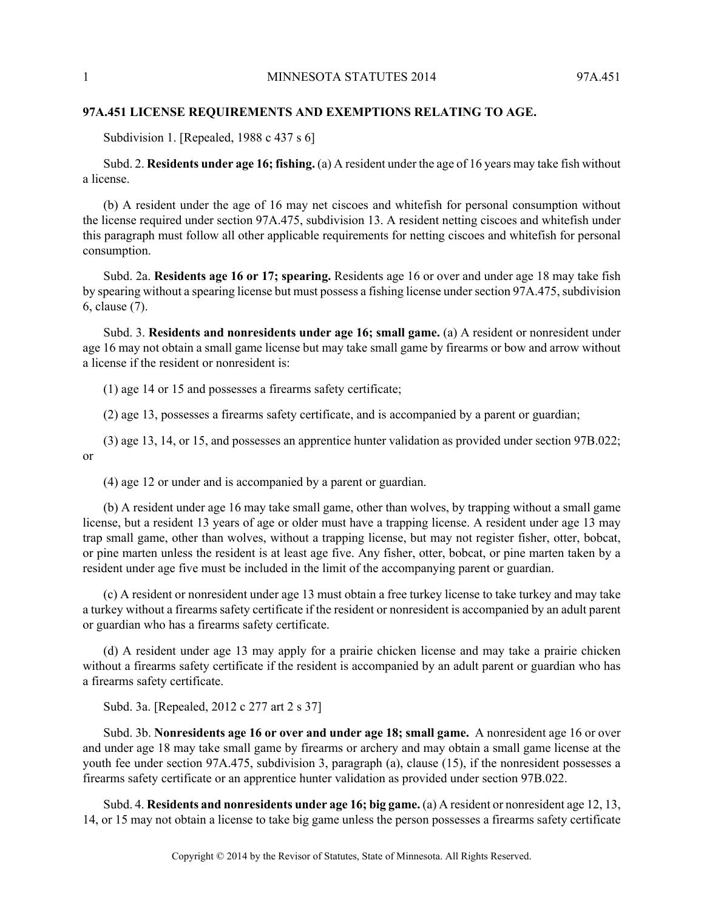## 97A.451 LICENSE REQUIREMENTS AND EXEMPTIONS RELATING TO AGE.

Subdivision 1. [Repealed, 1988 c 437 s 6]

Subd. 2. **Residents under age 16; fishing.** (a) A resident under the age of 16 years may take fish without a license.

(b) A resident under the age of 16 may net ciscoes and whitefish for personal consumption without the license required under section 97A.475, subdivision 13. A resident netting ciscoes and whitefish under this paragraph must follow all other applicable requirements for netting ciscoes and whitefish for personal consumption.

Subd. 2a. **Residents age 16 or 17; spearing.** Residents age 16 or over and under age 18 may take fish by spearing without a spearing license but must possess a fishing license under section 97A.475, subdivision 6, clause (7).

Subd. 3. **Residents and nonresidents under age 16; small game.** (a) A resident or nonresident under age 16 may not obtain a small game license but may take small game by firearms or bow and arrow without a license if the resident or nonresident is:

(1) age 14 or 15 and possesses a firearms safety certificate;

(2) age 13, possesses a firearms safety certificate, and is accompanied by a parent or guardian;

(3) age 13, 14, or 15, and possesses an apprentice hunter validation as provided under section 97B.022; or

(4) age 12 or under and is accompanied by a parent or guardian.

(b) A resident under age 16 may take small game, other than wolves, by trapping without a small game license, but a resident 13 years of age or older must have a trapping license. A resident under age 13 may trap small game, other than wolves, without a trapping license, but may not register fisher, otter, bobcat, or pine marten unless the resident is at least age five. Any fisher, otter, bobcat, or pine marten taken by a resident under age five must be included in the limit of the accompanying parent or guardian.

(c) A resident or nonresident under age 13 must obtain a free turkey license to take turkey and may take a turkey without a firearms safety certificate if the resident or nonresident is accompanied by an adult parent or guardian who has a firearms safety certificate.

(d) A resident under age 13 may apply for a prairie chicken license and may take a prairie chicken without a firearms safety certificate if the resident is accompanied by an adult parent or guardian who has a firearms safety certificate.

Subd. 3a. [Repealed, 2012 c 277 art 2 s 37]

Subd. 3b. **Nonresidents age 16 or over and under age 18; small game.** A nonresident age 16 or over and under age 18 may take small game by firearms or archery and may obtain a small game license at the youth fee under section 97A.475, subdivision 3, paragraph (a), clause (15), if the nonresident possesses a firearms safety certificate or an apprentice hunter validation as provided under section 97B.022.

Subd. 4. **Residents and nonresidents under age 16; big game.** (a) A resident or nonresident age 12, 13, 14, or 15 may not obtain a license to take big game unless the person possesses a firearms safety certificate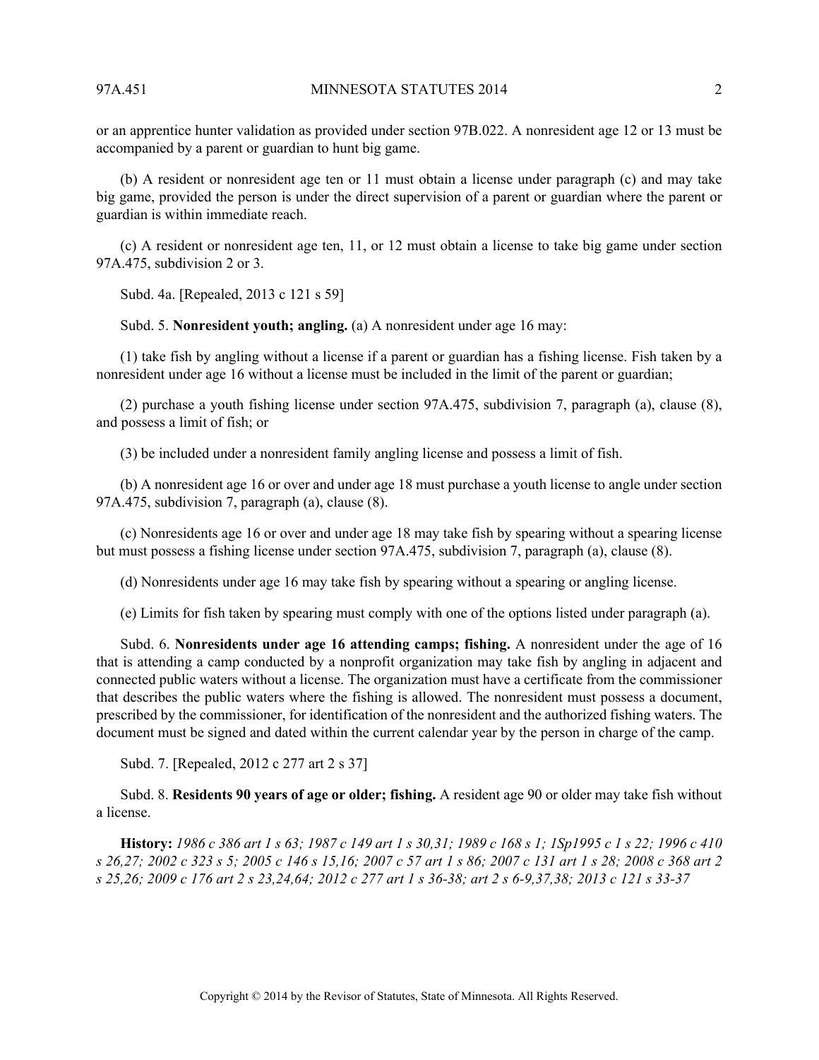or an apprentice hunter validation as provided under section 97B.022. A nonresident age 12 or 13 must be accompanied by a parent or guardian to hunt big game.

(b) A resident or nonresident age ten or 11 must obtain a license under paragraph (c) and may take big game, provided the person is under the direct supervision of a parent or guardian where the parent or guardian is within immediate reach.

(c) A resident or nonresident age ten, 11, or 12 must obtain a license to take big game under section 97A.475, subdivision 2 or 3.

Subd. 4a. [Repealed, 2013 c 121 s 59]

Subd. 5. **Nonresident youth; angling.** (a) A nonresident under age 16 may:

(1) take fish by angling without a license if a parent or guardian has a fishing license. Fish taken by a nonresident under age 16 without a license must be included in the limit of the parent or guardian;

(2) purchase a youth fishing license under section 97A.475, subdivision 7, paragraph (a), clause (8), and possess a limit of fish; or

(3) be included under a nonresident family angling license and possess a limit of fish.

(b) A nonresident age 16 or over and under age 18 must purchase a youth license to angle under section 97A.475, subdivision 7, paragraph (a), clause (8).

(c) Nonresidents age 16 or over and under age 18 may take fish by spearing without a spearing license but must possess a fishing license under section 97A.475, subdivision 7, paragraph (a), clause (8).

(d) Nonresidents under age 16 may take fish by spearing without a spearing or angling license.

(e) Limits for fish taken by spearing must comply with one of the options listed under paragraph (a).

Subd. 6. **Nonresidents under age 16 attending camps; fishing.** A nonresident under the age of 16 that is attending a camp conducted by a nonprofit organization may take fish by angling in adjacent and connected public waters without a license. The organization must have a certificate from the commissioner that describes the public waters where the fishing is allowed. The nonresident must possess a document, prescribed by the commissioner, for identification of the nonresident and the authorized fishing waters. The document must be signed and dated within the current calendar year by the person in charge of the camp.

Subd. 7. [Repealed, 2012 c 277 art 2 s 37]

Subd. 8. **Residents 90 years of age or older; fishing.** A resident age 90 or older may take fish without a license.

**History:** *1986 c 386 art 1 s 63; 1987 c 149 art 1 s 30,31; 1989 c 168 s 1; 1Sp1995 c 1 s 22; 1996 c 410 s 26,27; 2002 c 323 s 5; 2005 c 146 s 15,16; 2007 c 57 art 1 s 86; 2007 c 131 art 1 s 28; 2008 c 368 art 2 s 25,26; 2009 c 176 art 2 s 23,24,64; 2012 c 277 art 1 s 36-38; art 2 s 6-9,37,38; 2013 c 121 s 33-37*